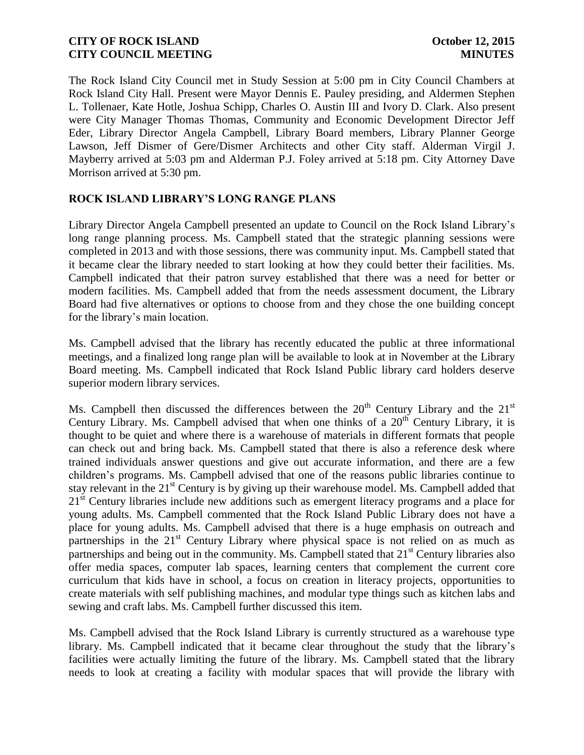The Rock Island City Council met in Study Session at 5:00 pm in City Council Chambers at Rock Island City Hall. Present were Mayor Dennis E. Pauley presiding, and Aldermen Stephen L. Tollenaer, Kate Hotle, Joshua Schipp, Charles O. Austin III and Ivory D. Clark. Also present were City Manager Thomas Thomas, Community and Economic Development Director Jeff Eder, Library Director Angela Campbell, Library Board members, Library Planner George Lawson, Jeff Dismer of Gere/Dismer Architects and other City staff. Alderman Virgil J. Mayberry arrived at 5:03 pm and Alderman P.J. Foley arrived at 5:18 pm. City Attorney Dave Morrison arrived at 5:30 pm.

## ROCK ISLAND LIBRARY'S LONG RANGE PLANS

Library Director Angela Campbell presented an update to Council on the Rock Island Library's long range planning process. Ms. Campbell stated that the strategic planning sessions were completed in 2013 and with those sessions, there was community input. Ms. Campbell stated that it became clear the library needed to start looking at how they could better their facilities. Ms. Campbell indicated that their patron survey established that there was a need for better or modern facilities. Ms. Campbell added that from the needs assessment document, the Library Board had five alternatives or options to choose from and they chose the one building concept for the library's main location.

Ms. Campbell advised that the library has recently educated the public at three informational meetings, and a finalized long range plan will be available to look at in November at the Library Board meeting. Ms. Campbell indicated that Rock Island Public library card holders deserve superior modern library services.

Ms. Campbell then discussed the differences between the 20th Century Library and the 21st Century Library. Ms. Campbell advised that when one thinks of a 20th Century Library, it is thought to be quiet and where there is a warehouse of materials in different formats that people can check out and bring back. Ms. Campbell stated that there is also a reference desk where trained individuals answer questions and give out accurate information, and there are a few children's programs. Ms. Campbell advised that one of the reasons public libraries continue to stay relevant in the 21st Century is by giving up their warehouse model. Ms. Campbell added that 21st Century libraries include new additions such as emergent literacy programs and a place for young adults. Ms. Campbell commented that the Rock Island Public Library does not have a place for young adults. Ms. Campbell advised that there is a huge emphasis on outreach and partnerships in the 21st Century Library where physical space is not relied on as much as partnerships and being out in the community. Ms. Campbell stated that 21st Century libraries also offer media spaces, computer lab spaces, learning centers that complement the current core curriculum that kids have in school, a focus on creation in literacy projects, opportunities to create materials with self publishing machines, and modular type things such as kitchen labs and sewing and craft labs. Ms. Campbell further discussed this item.

Ms. Campbell advised that the Rock Island Library is currently structured as a warehouse type library. Ms. Campbell indicated that it became clear throughout the study that the library's facilities were actually limiting the future of the library. Ms. Campbell stated that the library needs to look at creating a facility with modular spaces that will provide the library with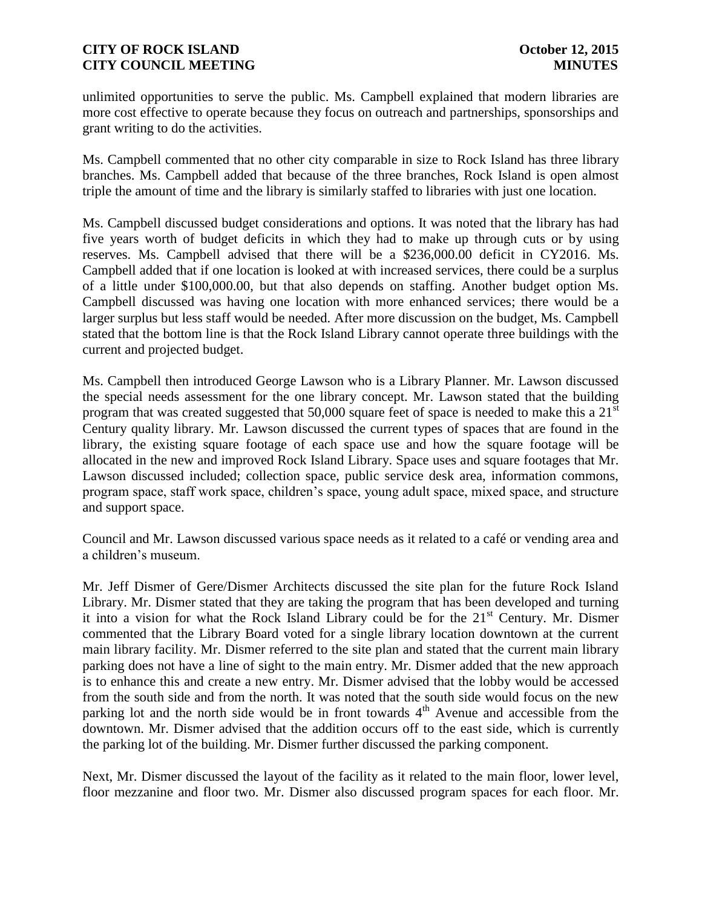unlimited opportunities to serve the public. Ms. Campbell explained that modern libraries are more cost effective to operate because they focus on outreach and partnerships, sponsorships and grant writing to do the activities.

Ms. Campbell commented that no other city comparable in size to Rock Island has three library branches. Ms. Campbell added that because of the three branches, Rock Island is open almost triple the amount of time and the library is similarly staffed to libraries with just one location.

Ms. Campbell discussed budget considerations and options. It was noted that the library has had five years worth of budget deficits in which they had to make up through cuts or by using reserves. Ms. Campbell advised that there will be a $236,000.00 deficit in CY2016. Ms. Campbell added that if one location is looked at with increased services, there could be a surplus of a little under $100,000.00, but that also depends on staffing. Another budget option Ms. Campbell discussed was having one location with more enhanced services; there would be a larger surplus but less staff would be needed. After more discussion on the budget, Ms. Campbell stated that the bottom line is that the Rock Island Library cannot operate three buildings with the current and projected budget.

Ms. Campbell then introduced George Lawson who is a Library Planner. Mr. Lawson discussed the special needs assessment for the one library concept. Mr. Lawson stated that the building program that was created suggested that 50,000 square feet of space is needed to make this a 21st Century quality library. Mr. Lawson discussed the current types of spaces that are found in the library, the existing square footage of each space use and how the square footage will be allocated in the new and improved Rock Island Library. Space uses and square footages that Mr. Lawson discussed included; collection space, public service desk area, information commons, program space, staff work space, children's space, young adult space, mixed space, and structure and support space.

Council and Mr. Lawson discussed various space needs as it related to a café or vending area and a children's museum.

Mr. Jeff Dismer of Gere/Dismer Architects discussed the site plan for the future Rock Island Library. Mr. Dismer stated that they are taking the program that has been developed and turning it into a vision for what the Rock Island Library could be for the 21st Century. Mr. Dismer commented that the Library Board voted for a single library location downtown at the current main library facility. Mr. Dismer referred to the site plan and stated that the current main library parking does not have a line of sight to the main entry. Mr. Dismer added that the new approach is to enhance this and create a new entry. Mr. Dismer advised that the lobby would be accessed from the south side and from the north. It was noted that the south side would focus on the new parking lot and the north side would be in front towards 4th Avenue and accessible from the downtown. Mr. Dismer advised that the addition occurs off to the east side, which is currently the parking lot of the building. Mr. Dismer further discussed the parking component.

Next, Mr. Dismer discussed the layout of the facility as it related to the main floor, lower level, floor mezzanine and floor two. Mr. Dismer also discussed program spaces for each floor. Mr.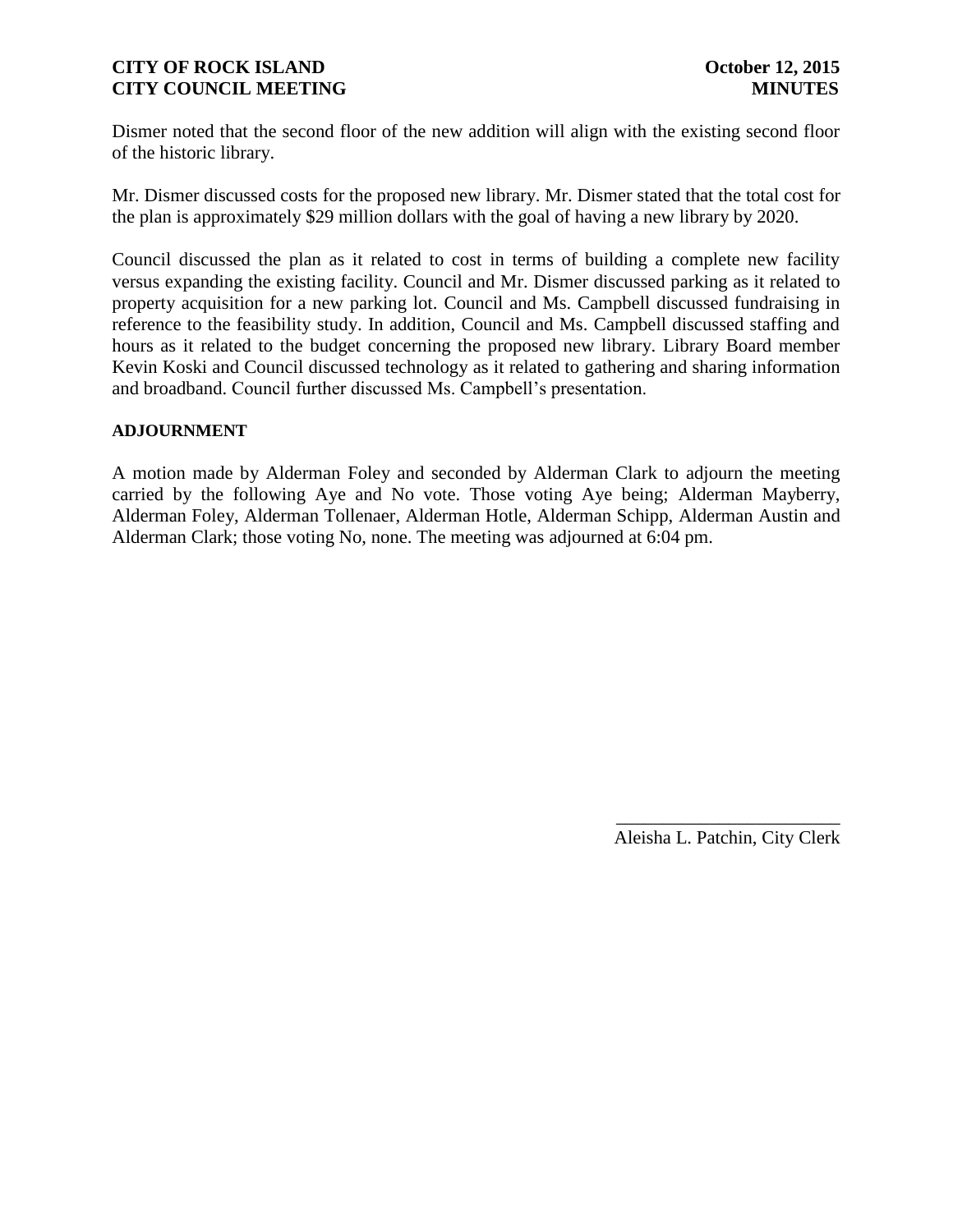Dismer noted that the second floor of the new addition will align with the existing second floor of the historic library.

Mr. Dismer discussed costs for the proposed new library. Mr. Dismer stated that the total cost for the plan is approximately $29 million dollars with the goal of having a new library by 2020.

Council discussed the plan as it related to cost in terms of building a complete new facility versus expanding the existing facility. Council and Mr. Dismer discussed parking as it related to property acquisition for a new parking lot. Council and Ms. Campbell discussed fundraising in reference to the feasibility study. In addition, Council and Ms. Campbell discussed staffing and hours as it related to the budget concerning the proposed new library. Library Board member Kevin Koski and Council discussed technology as it related to gathering and sharing information and broadband. Council further discussed Ms. Campbell's presentation.

**ADJOURNMENT**

A motion made by Alderman Foley and seconded by Alderman Clark to adjourn the meeting carried by the following Aye and No vote. Those voting Aye being; Alderman Mayberry, Alderman Foley, Alderman Tollenaer, Alderman Hotle, Alderman Schipp, Alderman Austin and Alderman Clark; those voting No, none. The meeting was adjourned at 6:04 pm.

\_\_\_\_\_\_\_\_\_\_\_\_\_\_\_\_\_\_\_\_\_\_\_\_

Aleisha L. Patchin, City Clerk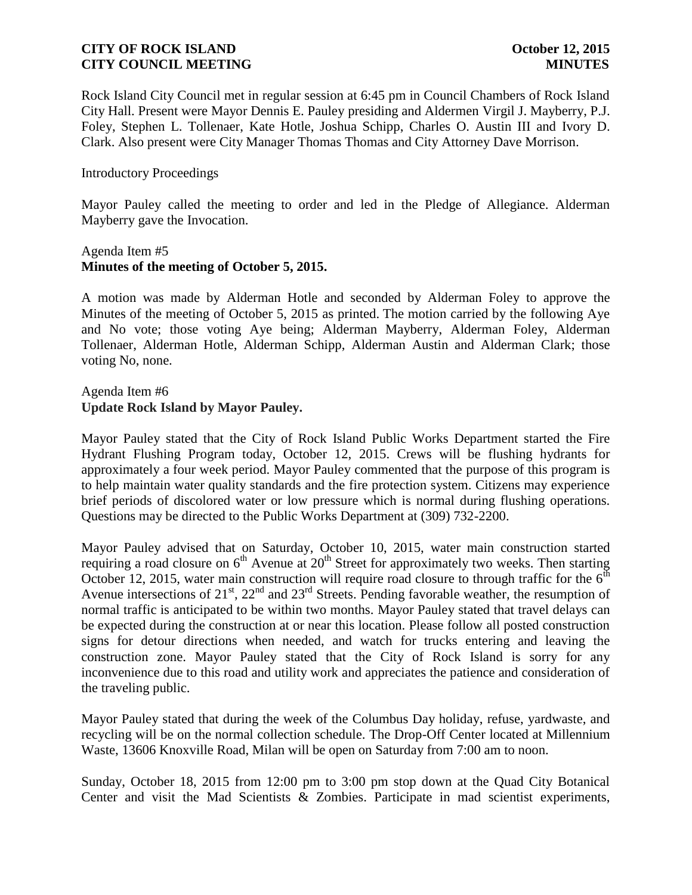Rock Island City Council met in regular session at 6:45 pm in Council Chambers of Rock Island City Hall. Present were Mayor Dennis E. Pauley presiding and Aldermen Virgil J. Mayberry, P.J. Foley, Stephen L. Tollenaer, Kate Hotle, Joshua Schipp, Charles O. Austin III and Ivory D. Clark. Also present were City Manager Thomas Thomas and City Attorney Dave Morrison.

Introductory Proceedings

Mayor Pauley called the meeting to order and led in the Pledge of Allegiance. Alderman Mayberry gave the Invocation.

Agenda Item #5
**Minutes of the meeting of October 5, 2015.**

A motion was made by Alderman Hotle and seconded by Alderman Foley to approve the Minutes of the meeting of October 5, 2015 as printed. The motion carried by the following Aye and No vote; those voting Aye being; Alderman Mayberry, Alderman Foley, Alderman Tollenaer, Alderman Hotle, Alderman Schipp, Alderman Austin and Alderman Clark; those voting No, none.

Agenda Item #6
**Update Rock Island by Mayor Pauley.**

Mayor Pauley stated that the City of Rock Island Public Works Department started the Fire Hydrant Flushing Program today, October 12, 2015. Crews will be flushing hydrants for approximately a four week period. Mayor Pauley commented that the purpose of this program is to help maintain water quality standards and the fire protection system. Citizens may experience brief periods of discolored water or low pressure which is normal during flushing operations. Questions may be directed to the Public Works Department at (309) 732-2200.

Mayor Pauley advised that on Saturday, October 10, 2015, water main construction started requiring a road closure on 6th Avenue at 20th Street for approximately two weeks. Then starting October 12, 2015, water main construction will require road closure to through traffic for the 6th Avenue intersections of 21st, 22nd and 23rd Streets. Pending favorable weather, the resumption of normal traffic is anticipated to be within two months. Mayor Pauley stated that travel delays can be expected during the construction at or near this location. Please follow all posted construction signs for detour directions when needed, and watch for trucks entering and leaving the construction zone. Mayor Pauley stated that the City of Rock Island is sorry for any inconvenience due to this road and utility work and appreciates the patience and consideration of the traveling public.

Mayor Pauley stated that during the week of the Columbus Day holiday, refuse, yardwaste, and recycling will be on the normal collection schedule. The Drop-Off Center located at Millennium Waste, 13606 Knoxville Road, Milan will be open on Saturday from 7:00 am to noon.

Sunday, October 18, 2015 from 12:00 pm to 3:00 pm stop down at the Quad City Botanical Center and visit the Mad Scientists & Zombies. Participate in mad scientist experiments,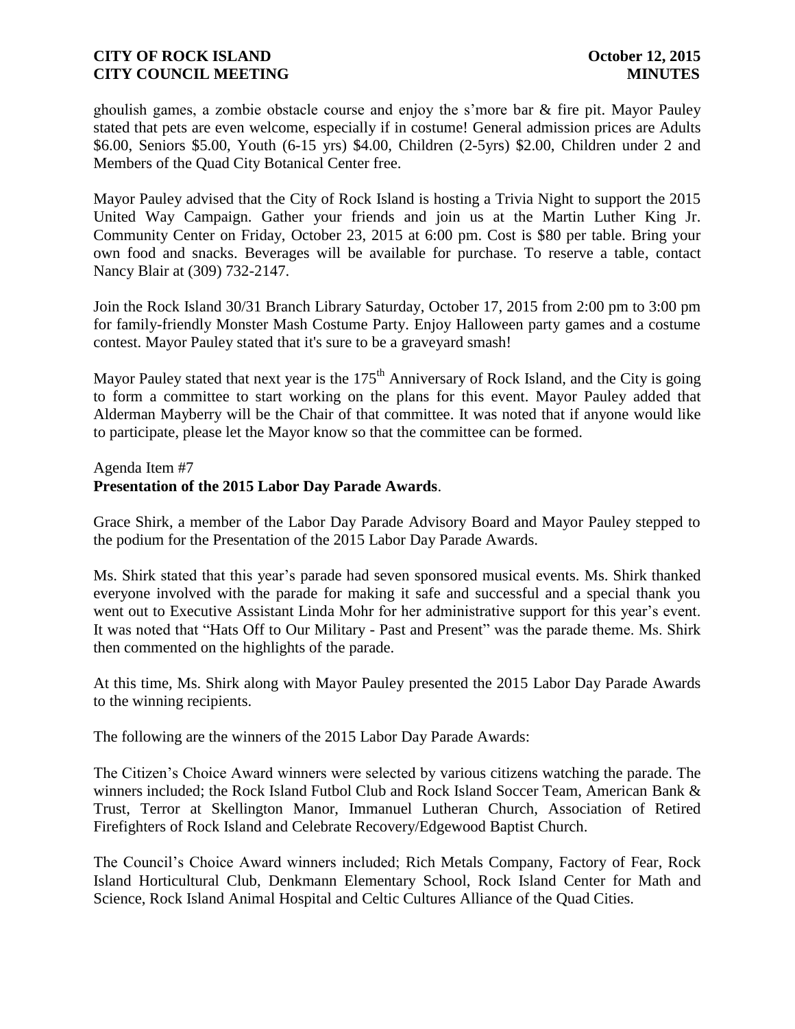ghoulish games, a zombie obstacle course and enjoy the s'more bar & fire pit. Mayor Pauley stated that pets are even welcome, especially if in costume! General admission prices are Adults \$6.00, Seniors \$5.00, Youth (6-15 yrs) \$4.00, Children (2-5yrs) \$2.00, Children under 2 and Members of the Quad City Botanical Center free.

Mayor Pauley advised that the City of Rock Island is hosting a Trivia Night to support the 2015 United Way Campaign. Gather your friends and join us at the Martin Luther King Jr. Community Center on Friday, October 23, 2015 at 6:00 pm. Cost is \$80 per table. Bring your own food and snacks. Beverages will be available for purchase. To reserve a table, contact Nancy Blair at (309) 732-2147.

Join the Rock Island 30/31 Branch Library Saturday, October 17, 2015 from 2:00 pm to 3:00 pm for family-friendly Monster Mash Costume Party. Enjoy Halloween party games and a costume contest. Mayor Pauley stated that it's sure to be a graveyard smash!

Mayor Pauley stated that next year is the 175th Anniversary of Rock Island, and the City is going to form a committee to start working on the plans for this event. Mayor Pauley added that Alderman Mayberry will be the Chair of that committee. It was noted that if anyone would like to participate, please let the Mayor know so that the committee can be formed.

Agenda Item #7
**Presentation of the 2015 Labor Day Parade Awards**.

Grace Shirk, a member of the Labor Day Parade Advisory Board and Mayor Pauley stepped to the podium for the Presentation of the 2015 Labor Day Parade Awards.

Ms. Shirk stated that this year's parade had seven sponsored musical events. Ms. Shirk thanked everyone involved with the parade for making it safe and successful and a special thank you went out to Executive Assistant Linda Mohr for her administrative support for this year's event. It was noted that "Hats Off to Our Military - Past and Present" was the parade theme. Ms. Shirk then commented on the highlights of the parade.

At this time, Ms. Shirk along with Mayor Pauley presented the 2015 Labor Day Parade Awards to the winning recipients.

The following are the winners of the 2015 Labor Day Parade Awards:

The Citizen's Choice Award winners were selected by various citizens watching the parade. The winners included; the Rock Island Futbol Club and Rock Island Soccer Team, American Bank & Trust, Terror at Skellington Manor, Immanuel Lutheran Church, Association of Retired Firefighters of Rock Island and Celebrate Recovery/Edgewood Baptist Church.

The Council's Choice Award winners included; Rich Metals Company, Factory of Fear, Rock Island Horticultural Club, Denkmann Elementary School, Rock Island Center for Math and Science, Rock Island Animal Hospital and Celtic Cultures Alliance of the Quad Cities.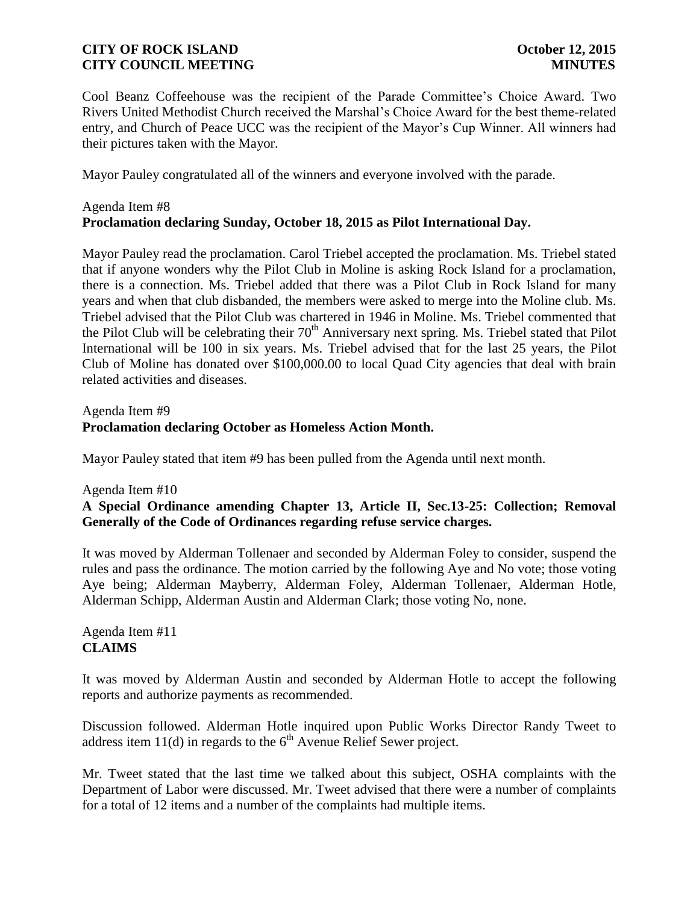Cool Beanz Coffeehouse was the recipient of the Parade Committee's Choice Award. Two Rivers United Methodist Church received the Marshal's Choice Award for the best theme-related entry, and Church of Peace UCC was the recipient of the Mayor's Cup Winner. All winners had their pictures taken with the Mayor.

Mayor Pauley congratulated all of the winners and everyone involved with the parade.

Agenda Item #8
**Proclamation declaring Sunday, October 18, 2015 as Pilot International Day.**

Mayor Pauley read the proclamation. Carol Triebel accepted the proclamation. Ms. Triebel stated that if anyone wonders why the Pilot Club in Moline is asking Rock Island for a proclamation, there is a connection. Ms. Triebel added that there was a Pilot Club in Rock Island for many years and when that club disbanded, the members were asked to merge into the Moline club. Ms. Triebel advised that the Pilot Club was chartered in 1946 in Moline. Ms. Triebel commented that the Pilot Club will be celebrating their 70th Anniversary next spring. Ms. Triebel stated that Pilot International will be 100 in six years. Ms. Triebel advised that for the last 25 years, the Pilot Club of Moline has donated over $100,000.00 to local Quad City agencies that deal with brain related activities and diseases.

Agenda Item #9
**Proclamation declaring October as Homeless Action Month.**

Mayor Pauley stated that item #9 has been pulled from the Agenda until next month.

Agenda Item #10
**A Special Ordinance amending Chapter 13, Article II, Sec.13-25: Collection; Removal Generally of the Code of Ordinances regarding refuse service charges.**

It was moved by Alderman Tollenaer and seconded by Alderman Foley to consider, suspend the rules and pass the ordinance. The motion carried by the following Aye and No vote; those voting Aye being; Alderman Mayberry, Alderman Foley, Alderman Tollenaer, Alderman Hotle, Alderman Schipp, Alderman Austin and Alderman Clark; those voting No, none.

Agenda Item #11
**CLAIMS**

It was moved by Alderman Austin and seconded by Alderman Hotle to accept the following reports and authorize payments as recommended.

Discussion followed. Alderman Hotle inquired upon Public Works Director Randy Tweet to address item 11(d) in regards to the 6th Avenue Relief Sewer project.

Mr. Tweet stated that the last time we talked about this subject, OSHA complaints with the Department of Labor were discussed. Mr. Tweet advised that there were a number of complaints for a total of 12 items and a number of the complaints had multiple items.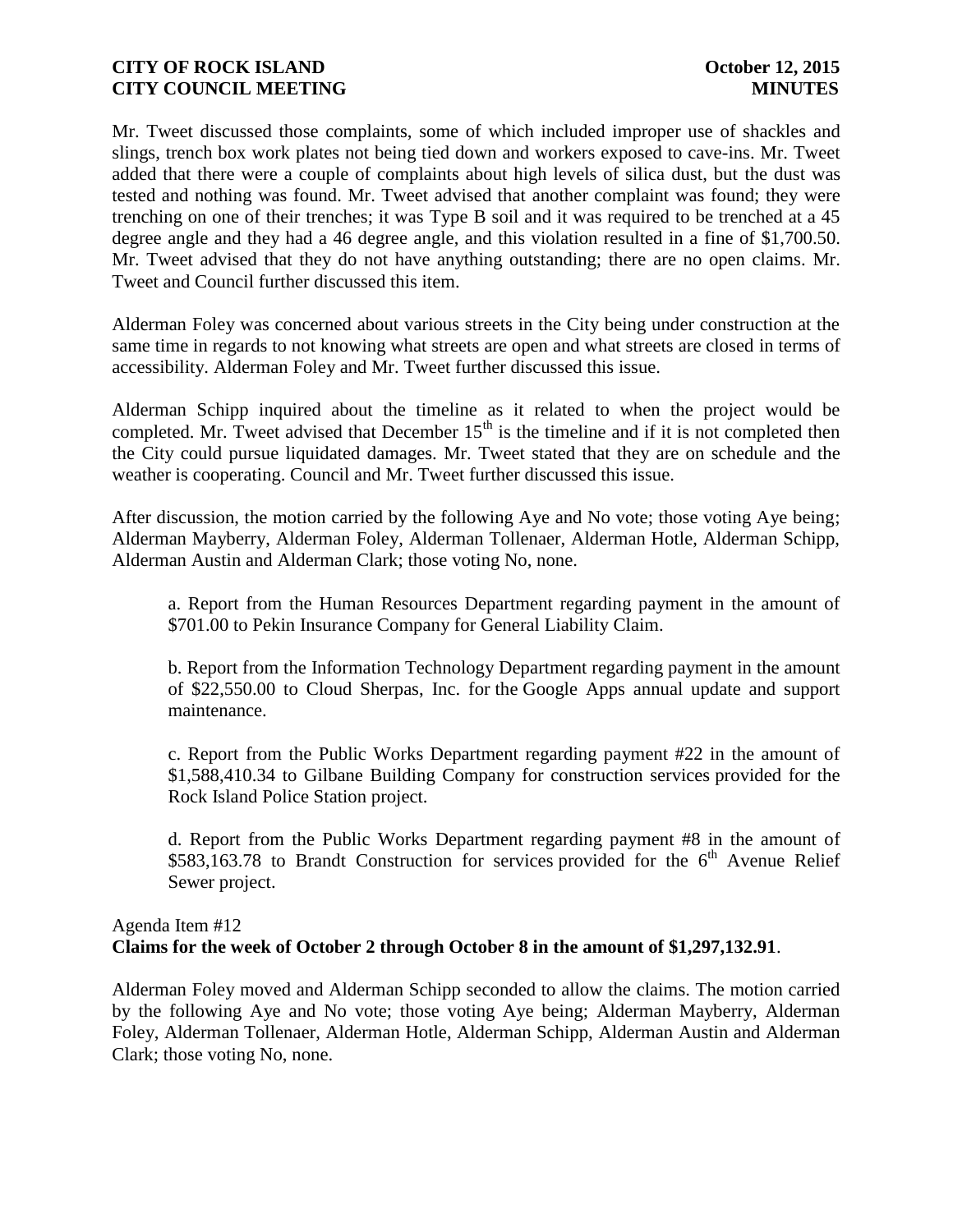Mr. Tweet discussed those complaints, some of which included improper use of shackles and slings, trench box work plates not being tied down and workers exposed to cave-ins. Mr. Tweet added that there were a couple of complaints about high levels of silica dust, but the dust was tested and nothing was found. Mr. Tweet advised that another complaint was found; they were trenching on one of their trenches; it was Type B soil and it was required to be trenched at a 45 degree angle and they had a 46 degree angle, and this violation resulted in a fine of $1,700.50. Mr. Tweet advised that they do not have anything outstanding; there are no open claims. Mr. Tweet and Council further discussed this item.

Alderman Foley was concerned about various streets in the City being under construction at the same time in regards to not knowing what streets are open and what streets are closed in terms of accessibility. Alderman Foley and Mr. Tweet further discussed this issue.

Alderman Schipp inquired about the timeline as it related to when the project would be completed. Mr. Tweet advised that December 15th is the timeline and if it is not completed then the City could pursue liquidated damages. Mr. Tweet stated that they are on schedule and the weather is cooperating. Council and Mr. Tweet further discussed this issue.

After discussion, the motion carried by the following Aye and No vote; those voting Aye being; Alderman Mayberry, Alderman Foley, Alderman Tollenaer, Alderman Hotle, Alderman Schipp, Alderman Austin and Alderman Clark; those voting No, none.

a. Report from the Human Resources Department regarding payment in the amount of $701.00 to Pekin Insurance Company for General Liability Claim.

b. Report from the Information Technology Department regarding payment in the amount of $22,550.00 to Cloud Sherpas, Inc. for the Google Apps annual update and support maintenance.

c. Report from the Public Works Department regarding payment #22 in the amount of $1,588,410.34 to Gilbane Building Company for construction services provided for the Rock Island Police Station project.

d. Report from the Public Works Department regarding payment #8 in the amount of $583,163.78 to Brandt Construction for services provided for the 6th Avenue Relief Sewer project.

Agenda Item #12
**Claims for the week of October 2 through October 8 in the amount of $1,297,132.91**.

Alderman Foley moved and Alderman Schipp seconded to allow the claims. The motion carried by the following Aye and No vote; those voting Aye being; Alderman Mayberry, Alderman Foley, Alderman Tollenaer, Alderman Hotle, Alderman Schipp, Alderman Austin and Alderman Clark; those voting No, none.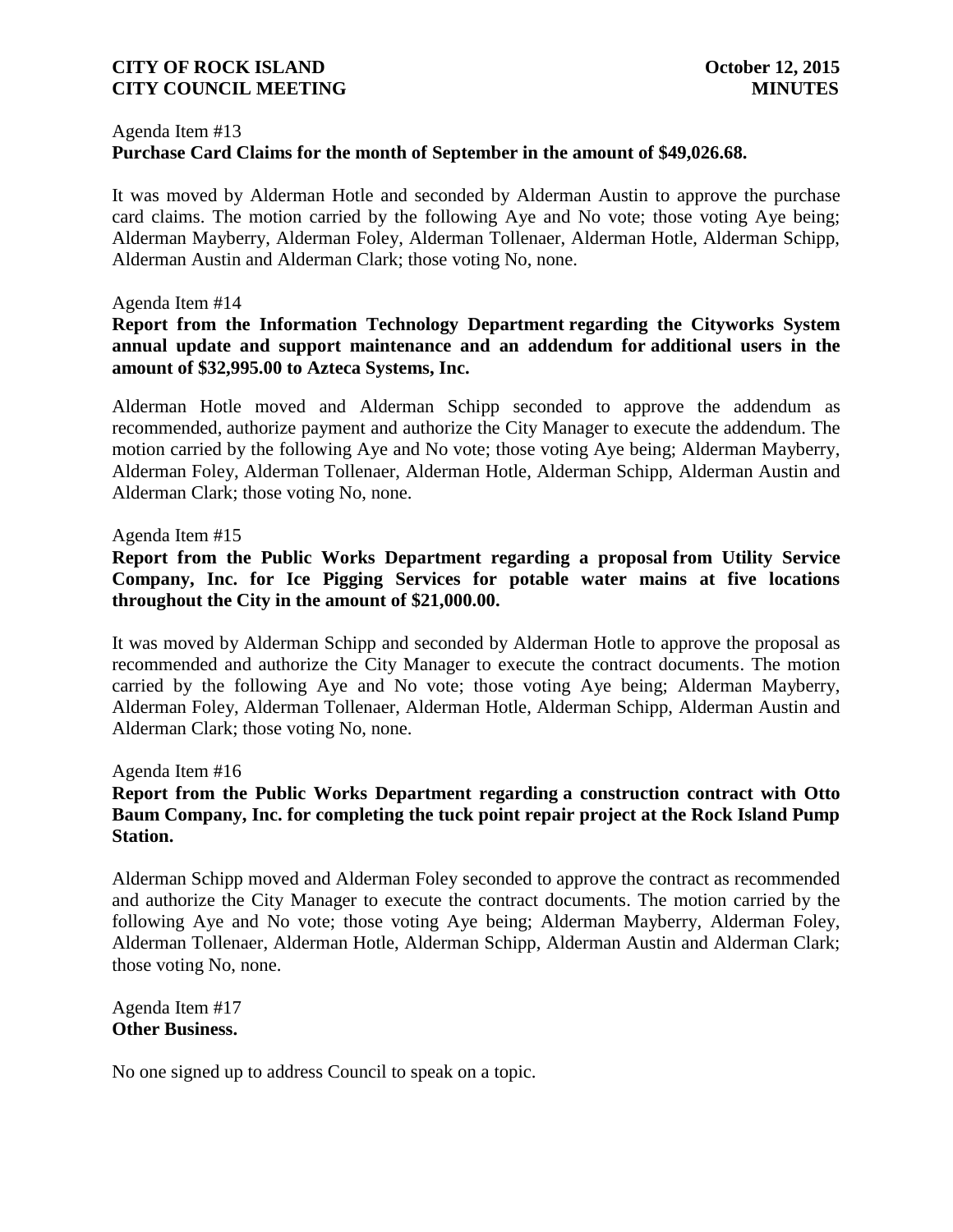Agenda Item #13
**Purchase Card Claims for the month of September in the amount of $49,026.68.**

It was moved by Alderman Hotle and seconded by Alderman Austin to approve the purchase card claims. The motion carried by the following Aye and No vote; those voting Aye being; Alderman Mayberry, Alderman Foley, Alderman Tollenaer, Alderman Hotle, Alderman Schipp, Alderman Austin and Alderman Clark; those voting No, none.

Agenda Item #14
**Report from the Information Technology Department regarding the Cityworks System annual update and support maintenance and an addendum for additional users in the amount of $32,995.00 to Azteca Systems, Inc.**

Alderman Hotle moved and Alderman Schipp seconded to approve the addendum as recommended, authorize payment and authorize the City Manager to execute the addendum. The motion carried by the following Aye and No vote; those voting Aye being; Alderman Mayberry, Alderman Foley, Alderman Tollenaer, Alderman Hotle, Alderman Schipp, Alderman Austin and Alderman Clark; those voting No, none.

Agenda Item #15
**Report from the Public Works Department regarding a proposal from Utility Service Company, Inc. for Ice Pigging Services for potable water mains at five locations throughout the City in the amount of $21,000.00.**

It was moved by Alderman Schipp and seconded by Alderman Hotle to approve the proposal as recommended and authorize the City Manager to execute the contract documents. The motion carried by the following Aye and No vote; those voting Aye being; Alderman Mayberry, Alderman Foley, Alderman Tollenaer, Alderman Hotle, Alderman Schipp, Alderman Austin and Alderman Clark; those voting No, none.

Agenda Item #16
**Report from the Public Works Department regarding a construction contract with Otto Baum Company, Inc. for completing the tuck point repair project at the Rock Island Pump Station.**

Alderman Schipp moved and Alderman Foley seconded to approve the contract as recommended and authorize the City Manager to execute the contract documents. The motion carried by the following Aye and No vote; those voting Aye being; Alderman Mayberry, Alderman Foley, Alderman Tollenaer, Alderman Hotle, Alderman Schipp, Alderman Austin and Alderman Clark; those voting No, none.

Agenda Item #17
**Other Business.**

No one signed up to address Council to speak on a topic.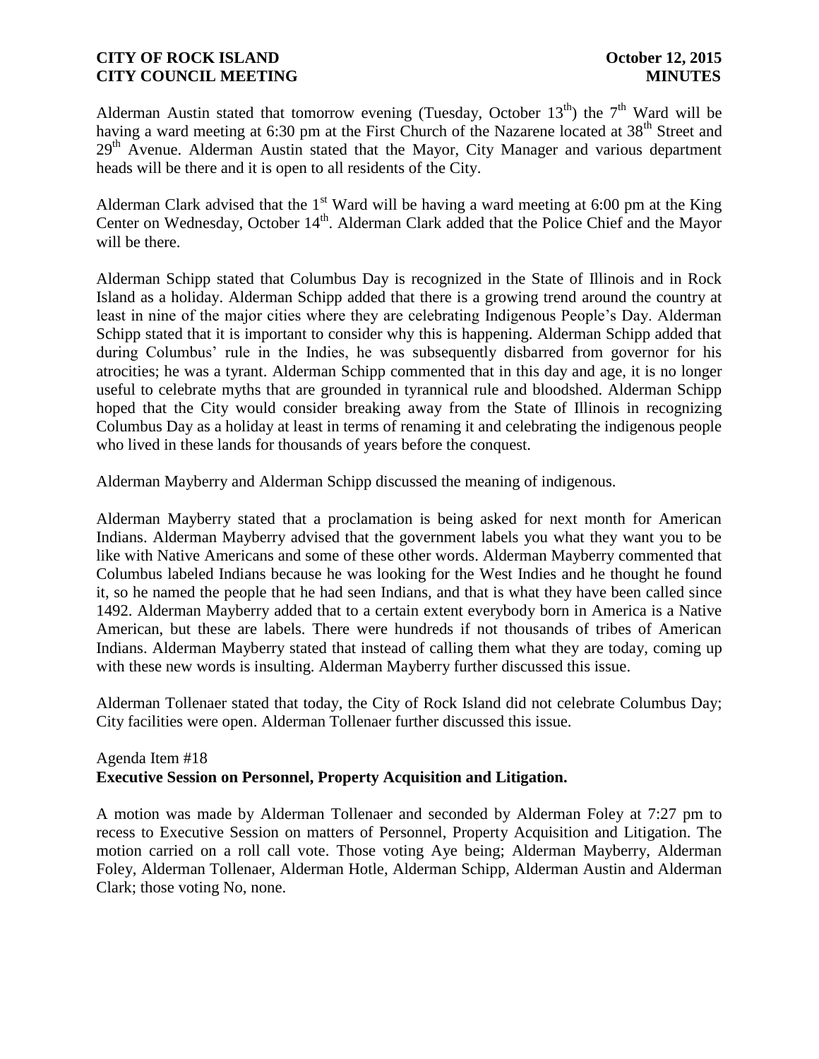Alderman Austin stated that tomorrow evening (Tuesday, October 13th) the 7th Ward will be having a ward meeting at 6:30 pm at the First Church of the Nazarene located at 38th Street and 29th Avenue. Alderman Austin stated that the Mayor, City Manager and various department heads will be there and it is open to all residents of the City.

Alderman Clark advised that the 1st Ward will be having a ward meeting at 6:00 pm at the King Center on Wednesday, October 14th. Alderman Clark added that the Police Chief and the Mayor will be there.

Alderman Schipp stated that Columbus Day is recognized in the State of Illinois and in Rock Island as a holiday. Alderman Schipp added that there is a growing trend around the country at least in nine of the major cities where they are celebrating Indigenous People's Day. Alderman Schipp stated that it is important to consider why this is happening. Alderman Schipp added that during Columbus' rule in the Indies, he was subsequently disbarred from governor for his atrocities; he was a tyrant. Alderman Schipp commented that in this day and age, it is no longer useful to celebrate myths that are grounded in tyrannical rule and bloodshed. Alderman Schipp hoped that the City would consider breaking away from the State of Illinois in recognizing Columbus Day as a holiday at least in terms of renaming it and celebrating the indigenous people who lived in these lands for thousands of years before the conquest.

Alderman Mayberry and Alderman Schipp discussed the meaning of indigenous.

Alderman Mayberry stated that a proclamation is being asked for next month for American Indians. Alderman Mayberry advised that the government labels you what they want you to be like with Native Americans and some of these other words. Alderman Mayberry commented that Columbus labeled Indians because he was looking for the West Indies and he thought he found it, so he named the people that he had seen Indians, and that is what they have been called since 1492. Alderman Mayberry added that to a certain extent everybody born in America is a Native American, but these are labels. There were hundreds if not thousands of tribes of American Indians. Alderman Mayberry stated that instead of calling them what they are today, coming up with these new words is insulting. Alderman Mayberry further discussed this issue.

Alderman Tollenaer stated that today, the City of Rock Island did not celebrate Columbus Day; City facilities were open. Alderman Tollenaer further discussed this issue.

Agenda Item #18
**Executive Session on Personnel, Property Acquisition and Litigation.**

A motion was made by Alderman Tollenaer and seconded by Alderman Foley at 7:27 pm to recess to Executive Session on matters of Personnel, Property Acquisition and Litigation. The motion carried on a roll call vote. Those voting Aye being; Alderman Mayberry, Alderman Foley, Alderman Tollenaer, Alderman Hotle, Alderman Schipp, Alderman Austin and Alderman Clark; those voting No, none.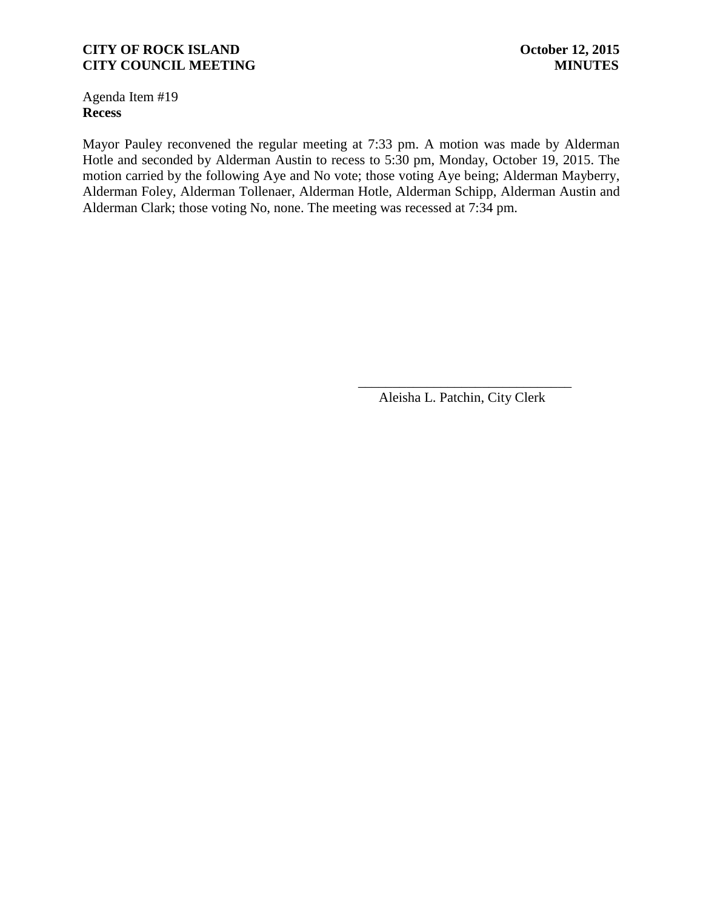Agenda Item #19
**Recess**

Mayor Pauley reconvened the regular meeting at 7:33 pm. A motion was made by Alderman Hotle and seconded by Alderman Austin to recess to 5:30 pm, Monday, October 19, 2015. The motion carried by the following Aye and No vote; those voting Aye being; Alderman Mayberry, Alderman Foley, Alderman Tollenaer, Alderman Hotle, Alderman Schipp, Alderman Austin and Alderman Clark; those voting No, none. The meeting was recessed at 7:34 pm.

\_\_\_\_\_\_\_\_\_\_\_\_\_\_\_\_\_\_\_\_\_\_\_\_\_\_\_\_\_\_\_\_

Aleisha L. Patchin, City Clerk